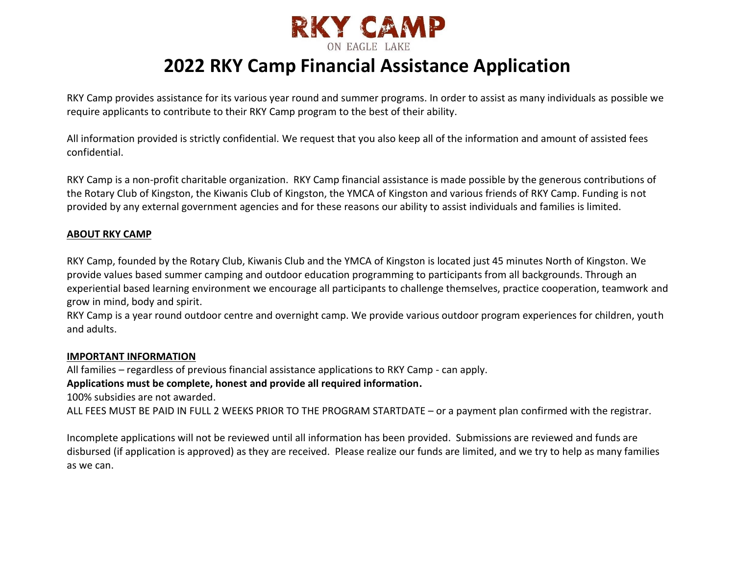RKY CAMP

ON EAGLE LAKE

# 2022 RKY Camp Financial Assistance Application

RKY Camp provides assistance for its various year round and summer programs. In order to assist as many individuals as possible we require applicants to contribute to their RKY Camp program to the best of their ability.

All information provided is strictly confidential. We request that you also keep all of the information and amount of assisted fees confidential.

RKY Camp is a non-profit charitable organization. RKY Camp financial assistance is made possible by the generous contributions of the Rotary Club of Kingston, the Kiwanis Club of Kingston, the YMCA of Kingston and various friends of RKY Camp. Funding is not provided by any external government agencies and for these reasons our ability to assist individuals and families is limited.

## ABOUT RKY CAMP

RKY Camp, founded by the Rotary Club, Kiwanis Club and the YMCA of Kingston is located just 45 minutes North of Kingston. We provide values based summer camping and outdoor education programming to participants from all backgrounds. Through an experiential based learning environment we encourage all participants to challenge themselves, practice cooperation, teamwork and grow in mind, body and spirit.

RKY Camp is a year round outdoor centre and overnight camp. We provide various outdoor program experiences for children, youth and adults.

## IMPORTANT INFORMATION

All families – regardless of previous financial assistance applications to RKY Camp - can apply.

**Applications must be complete, honest and provide all required information.**

100% subsidies are not awarded.

ALL FEES MUST BE PAID IN FULL 2 WEEKS PRIOR TO THE PROGRAM STARTDATE – or a payment plan confirmed with the registrar.

Incomplete applications will not be reviewed until all information has been provided. Submissions are reviewed and funds are disbursed (if application is approved) as they are received. Please realize our funds are limited, and we try to help as many families as we can.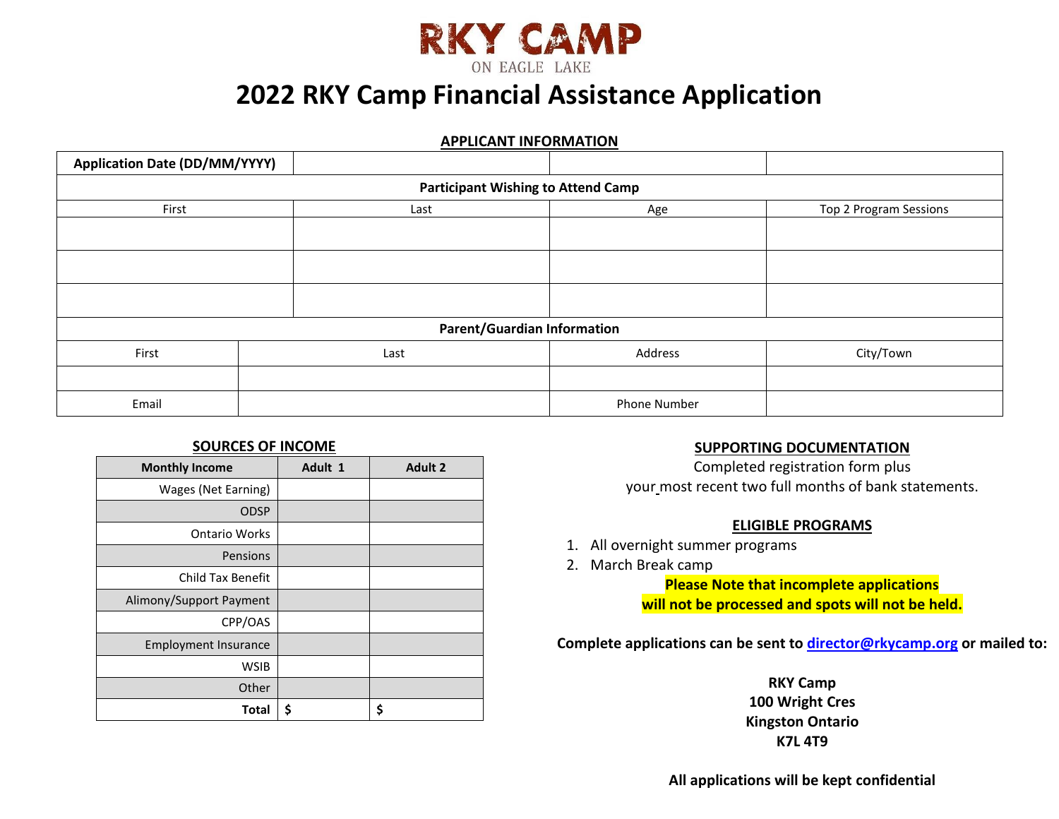RKY CAMP

ON EAGLE LAKE

# 2022 RKY Camp Financial Assistance Application

## APPLICANT INFORMATION

| **Application Date (DD/MM/YYYY)** | | | |
|---|---|---|---|
| **Participant Wishing to Attend Camp** | | | |
| First | Last | Age | Top 2 Program Sessions |
| | | | |
| | | | |
| | | | |

| | | | |
|---|---|---|---|
| **Parent/Guardian Information** | | | |
| First | Last | Address | City/Town |
| | | | |
| Email | | Phone Number | |

## SOURCES OF INCOME

| Monthly Income | Adult 1 | Adult 2 |
|---|---|---|
| Wages (Net Earning) | | |
| ODSP | | |
| Ontario Works | | |
| Pensions | | |
| Child Tax Benefit | | |
| Alimony/Support Payment | | |
| CPP/OAS | | |
| Employment Insurance | | |
| WSIB | | |
| Other | | |
| **Total** | $ | $ |

## SUPPORTING DOCUMENTATION

Completed registration form plus your most recent two full months of bank statements.

## ELIGIBLE PROGRAMS

1. All overnight summer programs
2. March Break camp

**Please Note that incomplete applications will not be processed and spots will not be held.**

**Complete applications can be sent to director@rkycamp.org or mailed to:**

**RKY Camp**
**100 Wright Cres**
**Kingston Ontario**
**K7L 4T9**

**All applications will be kept confidential**